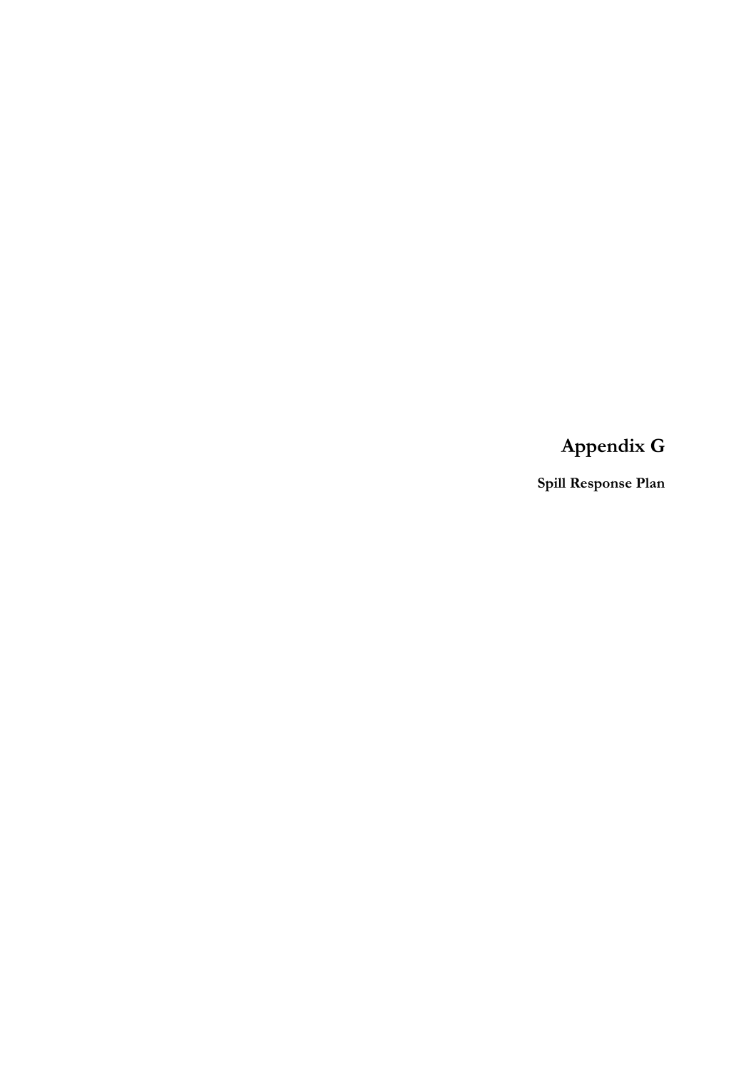# Appendix G

**Spill Response Plan**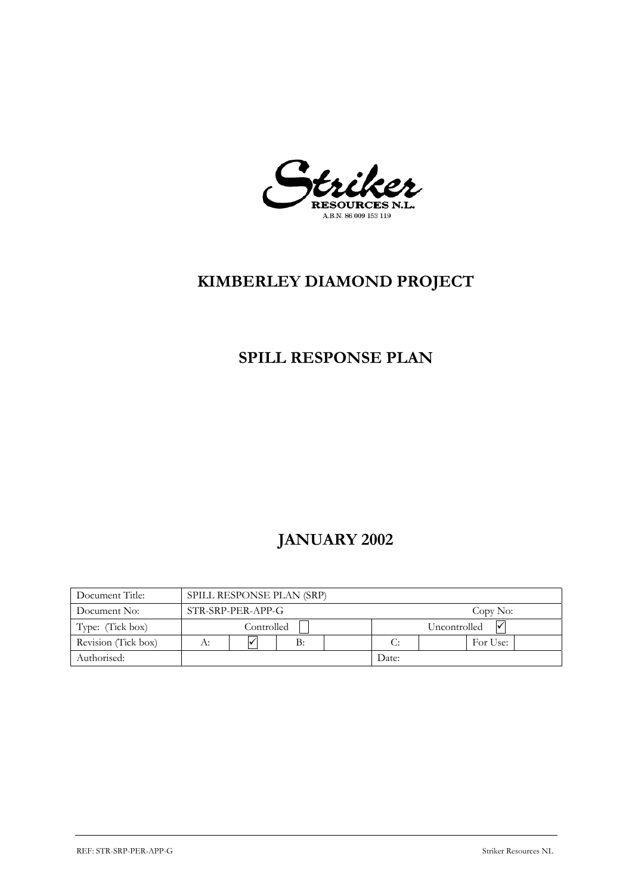**Striker**

**RESOURCES N.L.**

A.B.N. 86 009 153 119

# KIMBERLEY DIAMOND PROJECT

# SPILL RESPONSE PLAN

# JANUARY 2002

| Document Title: | SPILL RESPONSE PLAN (SRP) | | | | | | |
|---|---|---|---|---|---|---|---|
| Document No: | STR-SRP-PER-APP-G | | | | | Copy No: | |
| Type: (Tick box) | Controlled ☐ | | | Uncontrolled ☑ | | | |
| Revision (Tick box) | A: | ☑ | B: | | C: | | For Use: | |
| Authorised: | | | | Date: | | | |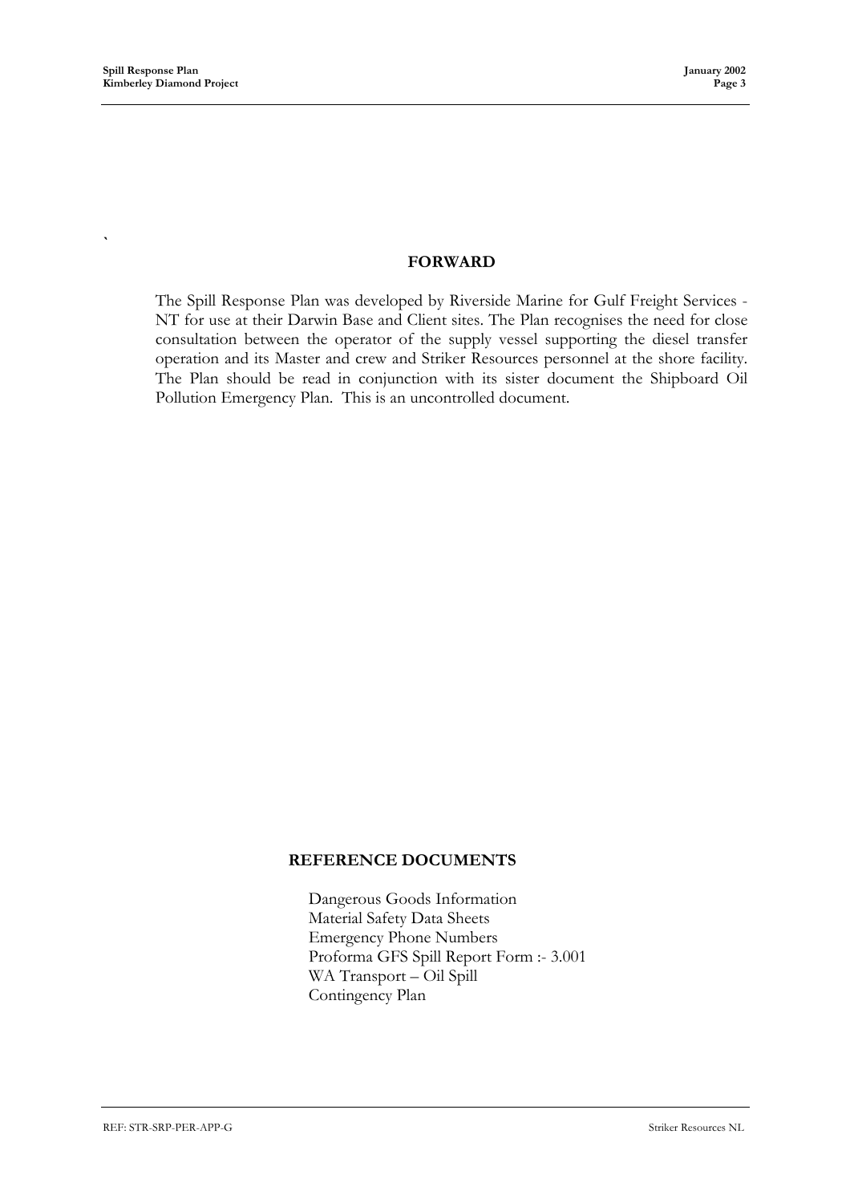## FORWARD

The Spill Response Plan was developed by Riverside Marine for Gulf Freight Services - NT for use at their Darwin Base and Client sites. The Plan recognises the need for close consultation between the operator of the supply vessel supporting the diesel transfer operation and its Master and crew and Striker Resources personnel at the shore facility. The Plan should be read in conjunction with its sister document the Shipboard Oil Pollution Emergency Plan. This is an uncontrolled document.

## REFERENCE DOCUMENTS

Dangerous Goods Information
Material Safety Data Sheets
Emergency Phone Numbers
Proforma GFS Spill Report Form :- 3.001
WA Transport – Oil Spill
Contingency Plan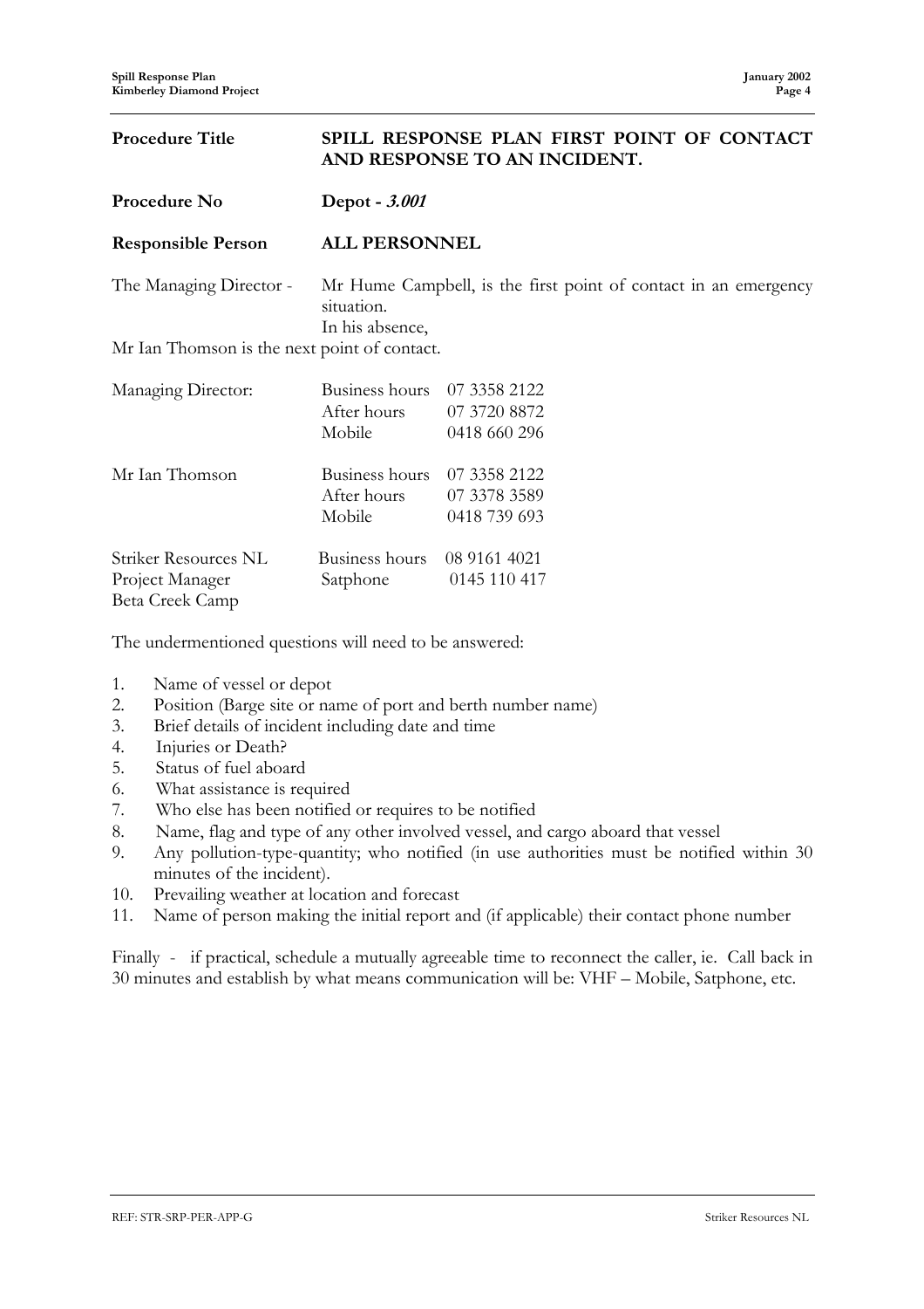| | |
|---|---|
| **Procedure Title** | **SPILL RESPONSE PLAN FIRST POINT OF CONTACT AND RESPONSE TO AN INCIDENT.** |
| **Procedure No** | **Depot - *3.001*** |
| **Responsible Person** | **ALL PERSONNEL** |

The Managing Director - Mr Hume Campbell, is the first point of contact in an emergency situation.
In his absence,
Mr Ian Thomson is the next point of contact.

| | | |
|---|---|---|
| Managing Director: | Business hours | 07 3358 2122 |
| | After hours | 07 3720 8872 |
| | Mobile | 0418 660 296 |
| Mr Ian Thomson | Business hours | 07 3358 2122 |
| | After hours | 07 3378 3589 |
| | Mobile | 0418 739 693 |
| Striker Resources NL<br>Project Manager<br>Beta Creek Camp | Business hours | 08 9161 4021 |
| | Satphone | 0145 110 417 |

The undermentioned questions will need to be answered:

1. Name of vessel or depot
2. Position (Barge site or name of port and berth number name)
3. Brief details of incident including date and time
4. Injuries or Death?
5. Status of fuel aboard
6. What assistance is required
7. Who else has been notified or requires to be notified
8. Name, flag and type of any other involved vessel, and cargo aboard that vessel
9. Any pollution-type-quantity; who notified (in use authorities must be notified within 30 minutes of the incident).
10. Prevailing weather at location and forecast
11. Name of person making the initial report and (if applicable) their contact phone number

Finally - if practical, schedule a mutually agreeable time to reconnect the caller, ie. Call back in 30 minutes and establish by what means communication will be: VHF – Mobile, Satphone, etc.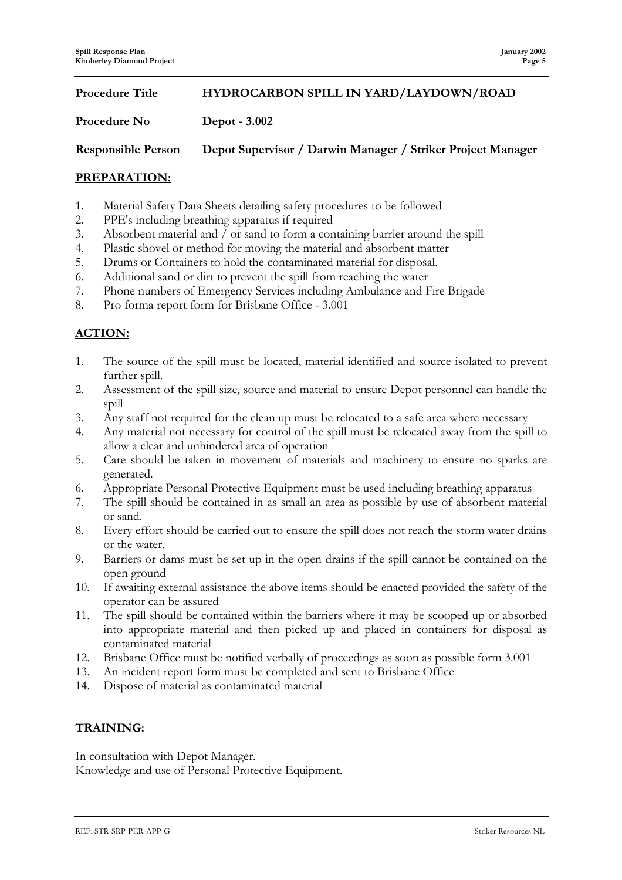| | |
|---|---|
| **Procedure Title** | **HYDROCARBON SPILL IN YARD/LAYDOWN/ROAD** |
| **Procedure No** | **Depot - 3.002** |
| **Responsible Person** | **Depot Supervisor / Darwin Manager / Striker Project Manager** |

## PREPARATION:

1. Material Safety Data Sheets detailing safety procedures to be followed
2. PPE's including breathing apparatus if required
3. Absorbent material and / or sand to form a containing barrier around the spill
4. Plastic shovel or method for moving the material and absorbent matter
5. Drums or Containers to hold the contaminated material for disposal.
6. Additional sand or dirt to prevent the spill from reaching the water
7. Phone numbers of Emergency Services including Ambulance and Fire Brigade
8. Pro forma report form for Brisbane Office - 3.001

## ACTION:

1. The source of the spill must be located, material identified and source isolated to prevent further spill.
2. Assessment of the spill size, source and material to ensure Depot personnel can handle the spill
3. Any staff not required for the clean up must be relocated to a safe area where necessary
4. Any material not necessary for control of the spill must be relocated away from the spill to allow a clear and unhindered area of operation
5. Care should be taken in movement of materials and machinery to ensure no sparks are generated.
6. Appropriate Personal Protective Equipment must be used including breathing apparatus
7. The spill should be contained in as small an area as possible by use of absorbent material or sand.
8. Every effort should be carried out to ensure the spill does not reach the storm water drains or the water.
9. Barriers or dams must be set up in the open drains if the spill cannot be contained on the open ground
10. If awaiting external assistance the above items should be enacted provided the safety of the operator can be assured
11. The spill should be contained within the barriers where it may be scooped up or absorbed into appropriate material and then picked up and placed in containers for disposal as contaminated material
12. Brisbane Office must be notified verbally of proceedings as soon as possible form 3.001
13. An incident report form must be completed and sent to Brisbane Office
14. Dispose of material as contaminated material

## TRAINING:

In consultation with Depot Manager.
Knowledge and use of Personal Protective Equipment.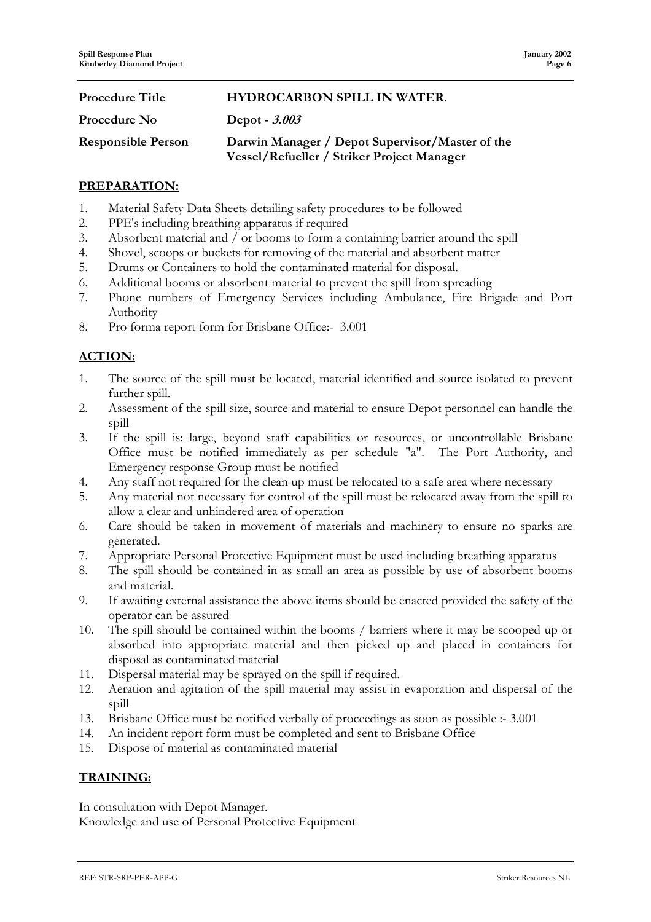| | |
|---|---|
| **Procedure Title** | **HYDROCARBON SPILL IN WATER.** |
| **Procedure No** | **Depot - *3.003*** |
| **Responsible Person** | **Darwin Manager / Depot Supervisor/Master of the Vessel/Refueller / Striker Project Manager** |

## PREPARATION:

1. Material Safety Data Sheets detailing safety procedures to be followed
2. PPE's including breathing apparatus if required
3. Absorbent material and / or booms to form a containing barrier around the spill
4. Shovel, scoops or buckets for removing of the material and absorbent matter
5. Drums or Containers to hold the contaminated material for disposal.
6. Additional booms or absorbent material to prevent the spill from spreading
7. Phone numbers of Emergency Services including Ambulance, Fire Brigade and Port Authority
8. Pro forma report form for Brisbane Office:- 3.001

## ACTION:

1. The source of the spill must be located, material identified and source isolated to prevent further spill.
2. Assessment of the spill size, source and material to ensure Depot personnel can handle the spill
3. If the spill is: large, beyond staff capabilities or resources, or uncontrollable Brisbane Office must be notified immediately as per schedule "a". The Port Authority, and Emergency response Group must be notified
4. Any staff not required for the clean up must be relocated to a safe area where necessary
5. Any material not necessary for control of the spill must be relocated away from the spill to allow a clear and unhindered area of operation
6. Care should be taken in movement of materials and machinery to ensure no sparks are generated.
7. Appropriate Personal Protective Equipment must be used including breathing apparatus
8. The spill should be contained in as small an area as possible by use of absorbent booms and material.
9. If awaiting external assistance the above items should be enacted provided the safety of the operator can be assured
10. The spill should be contained within the booms / barriers where it may be scooped up or absorbed into appropriate material and then picked up and placed in containers for disposal as contaminated material
11. Dispersal material may be sprayed on the spill if required.
12. Aeration and agitation of the spill material may assist in evaporation and dispersal of the spill
13. Brisbane Office must be notified verbally of proceedings as soon as possible :- 3.001
14. An incident report form must be completed and sent to Brisbane Office
15. Dispose of material as contaminated material

## TRAINING:

In consultation with Depot Manager.
Knowledge and use of Personal Protective Equipment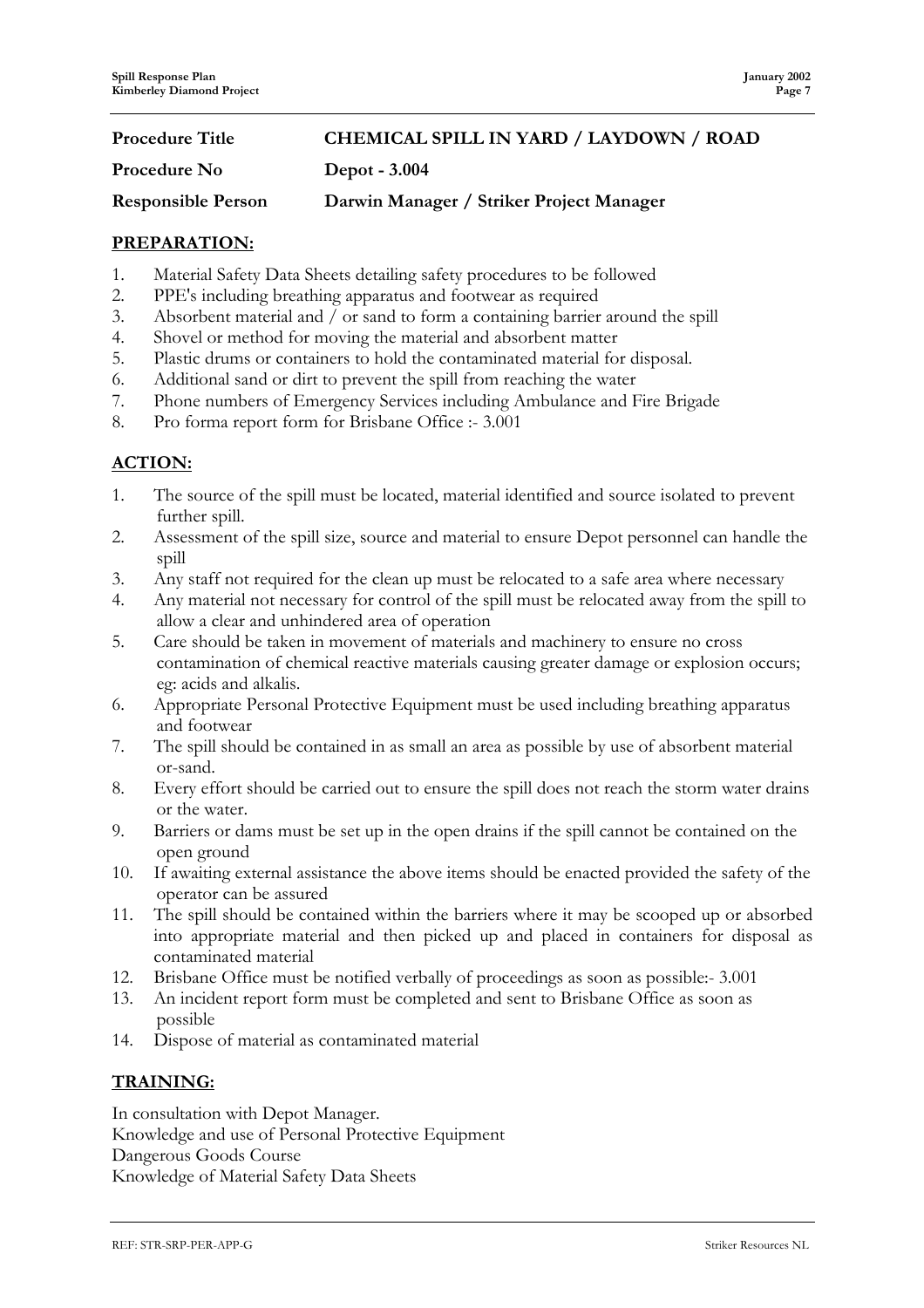| **Procedure Title** | **CHEMICAL SPILL IN YARD / LAYDOWN / ROAD** |
|---|---|
| **Procedure No** | **Depot - 3.004** |
| **Responsible Person** | **Darwin Manager / Striker Project Manager** |

## PREPARATION:

1. Material Safety Data Sheets detailing safety procedures to be followed
2. PPE's including breathing apparatus and footwear as required
3. Absorbent material and / or sand to form a containing barrier around the spill
4. Shovel or method for moving the material and absorbent matter
5. Plastic drums or containers to hold the contaminated material for disposal.
6. Additional sand or dirt to prevent the spill from reaching the water
7. Phone numbers of Emergency Services including Ambulance and Fire Brigade
8. Pro forma report form for Brisbane Office :- 3.001

## ACTION:

1. The source of the spill must be located, material identified and source isolated to prevent further spill.
2. Assessment of the spill size, source and material to ensure Depot personnel can handle the spill
3. Any staff not required for the clean up must be relocated to a safe area where necessary
4. Any material not necessary for control of the spill must be relocated away from the spill to allow a clear and unhindered area of operation
5. Care should be taken in movement of materials and machinery to ensure no cross contamination of chemical reactive materials causing greater damage or explosion occurs; eg: acids and alkalis.
6. Appropriate Personal Protective Equipment must be used including breathing apparatus and footwear
7. The spill should be contained in as small an area as possible by use of absorbent material or-sand.
8. Every effort should be carried out to ensure the spill does not reach the storm water drains or the water.
9. Barriers or dams must be set up in the open drains if the spill cannot be contained on the open ground
10. If awaiting external assistance the above items should be enacted provided the safety of the operator can be assured
11. The spill should be contained within the barriers where it may be scooped up or absorbed into appropriate material and then picked up and placed in containers for disposal as contaminated material
12. Brisbane Office must be notified verbally of proceedings as soon as possible:- 3.001
13. An incident report form must be completed and sent to Brisbane Office as soon as possible
14. Dispose of material as contaminated material

## TRAINING:

In consultation with Depot Manager.
Knowledge and use of Personal Protective Equipment
Dangerous Goods Course
Knowledge of Material Safety Data Sheets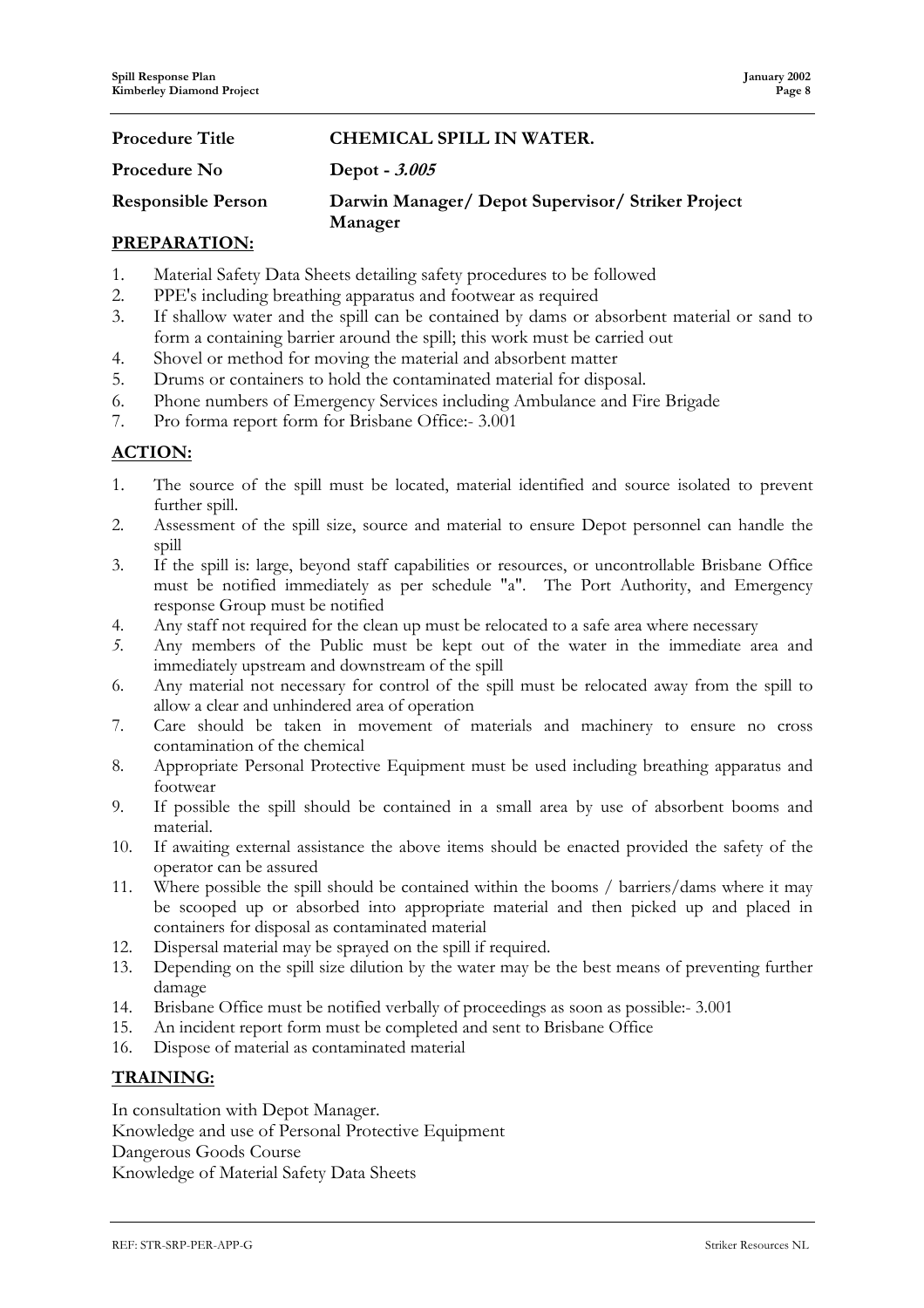| **Procedure Title** | **CHEMICAL SPILL IN WATER.** |
|---|---|
| **Procedure No** | **Depot - *3.005*** |
| **Responsible Person** | **Darwin Manager/ Depot Supervisor/ Striker Project Manager** |

## PREPARATION:

1. Material Safety Data Sheets detailing safety procedures to be followed
2. PPE's including breathing apparatus and footwear as required
3. If shallow water and the spill can be contained by dams or absorbent material or sand to form a containing barrier around the spill; this work must be carried out
4. Shovel or method for moving the material and absorbent matter
5. Drums or containers to hold the contaminated material for disposal.
6. Phone numbers of Emergency Services including Ambulance and Fire Brigade
7. Pro forma report form for Brisbane Office:- 3.001

## ACTION:

1. The source of the spill must be located, material identified and source isolated to prevent further spill.
2. Assessment of the spill size, source and material to ensure Depot personnel can handle the spill
3. If the spill is: large, beyond staff capabilities or resources, or uncontrollable Brisbane Office must be notified immediately as per schedule "a". The Port Authority, and Emergency response Group must be notified
4. Any staff not required for the clean up must be relocated to a safe area where necessary
5. Any members of the Public must be kept out of the water in the immediate area and immediately upstream and downstream of the spill
6. Any material not necessary for control of the spill must be relocated away from the spill to allow a clear and unhindered area of operation
7. Care should be taken in movement of materials and machinery to ensure no cross contamination of the chemical
8. Appropriate Personal Protective Equipment must be used including breathing apparatus and footwear
9. If possible the spill should be contained in a small area by use of absorbent booms and material.
10. If awaiting external assistance the above items should be enacted provided the safety of the operator can be assured
11. Where possible the spill should be contained within the booms / barriers/dams where it may be scooped up or absorbed into appropriate material and then picked up and placed in containers for disposal as contaminated material
12. Dispersal material may be sprayed on the spill if required.
13. Depending on the spill size dilution by the water may be the best means of preventing further damage
14. Brisbane Office must be notified verbally of proceedings as soon as possible:- 3.001
15. An incident report form must be completed and sent to Brisbane Office
16. Dispose of material as contaminated material

## TRAINING:

In consultation with Depot Manager.
Knowledge and use of Personal Protective Equipment
Dangerous Goods Course
Knowledge of Material Safety Data Sheets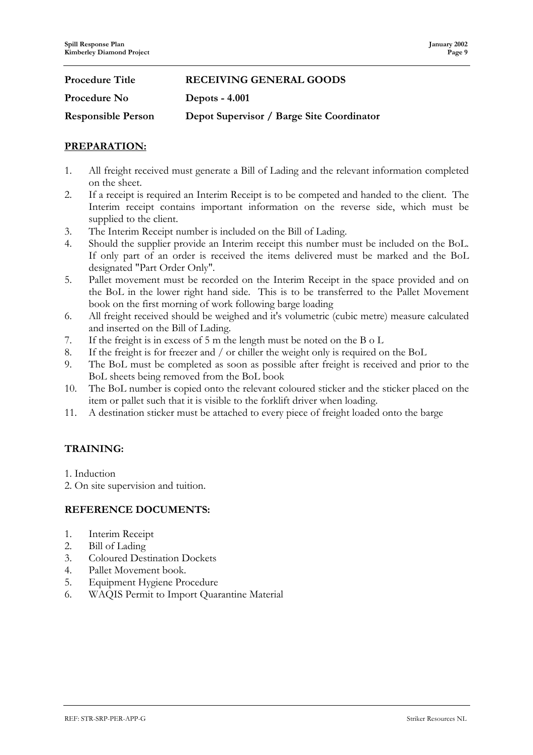| | |
| --- | --- |
| **Procedure Title** | **RECEIVING GENERAL GOODS** |
| **Procedure No** | **Depots - 4.001** |
| **Responsible Person** | **Depot Supervisor / Barge Site Coordinator** |

## PREPARATION:

1. All freight received must generate a Bill of Lading and the relevant information completed on the sheet.
2. If a receipt is required an Interim Receipt is to be competed and handed to the client. The Interim receipt contains important information on the reverse side, which must be supplied to the client.
3. The Interim Receipt number is included on the Bill of Lading.
4. Should the supplier provide an Interim receipt this number must be included on the BoL. If only part of an order is received the items delivered must be marked and the BoL designated "Part Order Only".
5. Pallet movement must be recorded on the Interim Receipt in the space provided and on the BoL in the lower right hand side. This is to be transferred to the Pallet Movement book on the first morning of work following barge loading
6. All freight received should be weighed and it's volumetric (cubic metre) measure calculated and inserted on the Bill of Lading.
7. If the freight is in excess of 5 m the length must be noted on the B o L
8. If the freight is for freezer and / or chiller the weight only is required on the BoL
9. The BoL must be completed as soon as possible after freight is received and prior to the BoL sheets being removed from the BoL book
10. The BoL number is copied onto the relevant coloured sticker and the sticker placed on the item or pallet such that it is visible to the forklift driver when loading.
11. A destination sticker must be attached to every piece of freight loaded onto the barge

## TRAINING:

1. Induction
2. On site supervision and tuition.

## REFERENCE DOCUMENTS:

1. Interim Receipt
2. Bill of Lading
3. Coloured Destination Dockets
4. Pallet Movement book.
5. Equipment Hygiene Procedure
6. WAQIS Permit to Import Quarantine Material